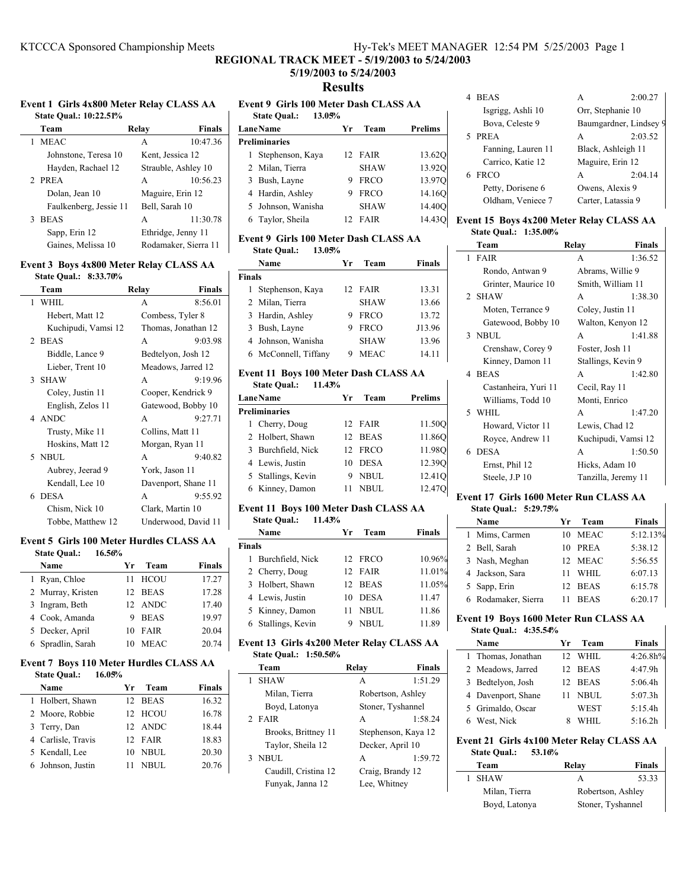# REGIONAL TRACK MEET - 5/19/2003 to 5/24/2003

5/19/2003 to 5/24/2003

## Results

### Event 1 Girls 4x800 Meter Relay CLASS AA

State Qual.: 10:22.51%

| | Team | Relay | Finals |
|---|---|---|---|
| 1 | MEAC | A | 10:47.36 |
| | Johnstone, Teresa 10 | Kent, Jessica 12 | |
| | Hayden, Rachael 12 | Strauble, Ashley 10 | |
| 2 | PREA | A | 10:56.23 |
| | Dolan, Jean 10 | Maguire, Erin 12 | |
| | Faulkenberg, Jessie 11 | Bell, Sarah 10 | |
| 3 | BEAS | A | 11:30.78 |
| | Sapp, Erin 12 | Ethridge, Jenny 11 | |
| | Gaines, Melissa 10 | Rodamaker, Sierra 11 | |

### Event 3 Boys 4x800 Meter Relay CLASS AA

State Qual.: 8:33.70%

| | Team | Relay | Finals |
|---|---|---|---|
| 1 | WHIL | A | 8:56.01 |
| | Hebert, Matt 12 | Combess, Tyler 8 | |
| | Kuchipudi, Vamsi 12 | Thomas, Jonathan 12 | |
| 2 | BEAS | A | 9:03.98 |
| | Biddle, Lance 9 | Bedtelyon, Josh 12 | |
| | Lieber, Trent 10 | Meadows, Jarred 12 | |
| 3 | SHAW | A | 9:19.96 |
| | Coley, Justin 11 | Cooper, Kendrick 9 | |
| | English, Zelos 11 | Gatewood, Bobby 10 | |
| 4 | ANDC | A | 9:27.71 |
| | Trusty, Mike 11 | Collins, Matt 11 | |
| | Hoskins, Matt 12 | Morgan, Ryan 11 | |
| 5 | NBUL | A | 9:40.82 |
| | Aubrey, Jeerad 9 | York, Jason 11 | |
| | Kendall, Lee 10 | Davenport, Shane 11 | |
| 6 | DESA | A | 9:55.92 |
| | Chism, Nick 10 | Clark, Martin 10 | |
| | Tobbe, Matthew 12 | Underwood, David 11 | |

### Event 5 Girls 100 Meter Hurdles CLASS AA

State Qual.: 16.56%

| | Name | Yr | Team | Finals |
|---|---|---|---|---|
| 1 | Ryan, Chloe | 11 | HCOU | 17.27 |
| 2 | Murray, Kristen | 12 | BEAS | 17.28 |
| 3 | Ingram, Beth | 12 | ANDC | 17.40 |
| 4 | Cook, Amanda | 9 | BEAS | 19.97 |
| 5 | Decker, April | 10 | FAIR | 20.04 |
| 6 | Spradlin, Sarah | 10 | MEAC | 20.74 |

### Event 7 Boys 110 Meter Hurdles CLASS AA

State Qual.: 16.05%

| | Name | Yr | Team | Finals |
|---|---|---|---|---|
| 1 | Holbert, Shawn | 12 | BEAS | 16.32 |
| 2 | Moore, Robbie | 12 | HCOU | 16.78 |
| 3 | Terry, Dan | 12 | ANDC | 18.44 |
| 4 | Carlisle, Travis | 12 | FAIR | 18.83 |
| 5 | Kendall, Lee | 10 | NBUL | 20.30 |
| 6 | Johnson, Justin | 11 | NBUL | 20.76 |

### Event 9 Girls 100 Meter Dash CLASS AA

State Qual.: 13.05%

| Lane | Name | Yr | Team | Prelims |
|---|---|---|---|---|
| **Preliminaries** | | | | |
| 1 | Stephenson, Kaya | 12 | FAIR | 13.62Q |
| 2 | Milan, Tierra | | SHAW | 13.92Q |
| 3 | Bush, Layne | 9 | FRCO | 13.97Q |
| 4 | Hardin, Ashley | 9 | FRCO | 14.16Q |
| 5 | Johnson, Wanisha | | SHAW | 14.40Q |
| 6 | Taylor, Sheila | 12 | FAIR | 14.43Q |

### Event 9 Girls 100 Meter Dash CLASS AA

State Qual.: 13.05%

| | Name | Yr | Team | Finals |
|---|---|---|---|---|
| **Finals** | | | | |
| 1 | Stephenson, Kaya | 12 | FAIR | 13.31 |
| 2 | Milan, Tierra | | SHAW | 13.66 |
| 3 | Hardin, Ashley | 9 | FRCO | 13.72 |
| 3 | Bush, Layne | 9 | FRCO | J13.96 |
| 4 | Johnson, Wanisha | | SHAW | 13.96 |
| 6 | McConnell, Tiffany | 9 | MEAC | 14.11 |

### Event 11 Boys 100 Meter Dash CLASS AA

State Qual.: 11.43%

| Lane | Name | Yr | Team | Prelims |
|---|---|---|---|---|
| **Preliminaries** | | | | |
| 1 | Cherry, Doug | 12 | FAIR | 11.50Q |
| 2 | Holbert, Shawn | 12 | BEAS | 11.86Q |
| 3 | Burchfield, Nick | 12 | FRCO | 11.98Q |
| 4 | Lewis, Justin | 10 | DESA | 12.39Q |
| 5 | Stallings, Kevin | 9 | NBUL | 12.41Q |
| 6 | Kinney, Damon | 11 | NBUL | 12.47Q |

### Event 11 Boys 100 Meter Dash CLASS AA

State Qual.: 11.43%

| | Name | Yr | Team | Finals |
|---|---|---|---|---|
| **Finals** | | | | |
| 1 | Burchfield, Nick | 12 | FRCO | 10.96% |
| 2 | Cherry, Doug | 12 | FAIR | 11.01% |
| 3 | Holbert, Shawn | 12 | BEAS | 11.05% |
| 4 | Lewis, Justin | 10 | DESA | 11.47 |
| 5 | Kinney, Damon | 11 | NBUL | 11.86 |
| 6 | Stallings, Kevin | 9 | NBUL | 11.89 |

### Event 13 Girls 4x200 Meter Relay CLASS AA

State Qual.: 1:50.56%

| | Team | Relay | Finals |
|---|---|---|---|
| 1 | SHAW | A | 1:51.29 |
| | Milan, Tierra | Robertson, Ashley | |
| | Boyd, Latonya | Stoner, Tyshannel | |
| 2 | FAIR | A | 1:58.24 |
| | Brooks, Brittney 11 | Stephenson, Kaya 12 | |
| | Taylor, Sheila 12 | Decker, April 10 | |
| 3 | NBUL | A | 1:59.72 |
| | Caudill, Cristina 12 | Craig, Brandy 12 | |
| | Funyak, Janna 12 | Lee, Whitney | |
| 4 | BEAS | A | 2:00.27 |
| | Isgrigg, Ashli 10 | Orr, Stephanie 10 | |
| | Bova, Celeste 9 | Baumgardner, Lindsey 9 | |
| 5 | PREA | A | 2:03.52 |
| | Fanning, Lauren 11 | Black, Ashleigh 11 | |
| | Carrico, Katie 12 | Maguire, Erin 12 | |
| 6 | FRCO | A | 2:04.14 |
| | Petty, Dorisene 6 | Owens, Alexis 9 | |
| | Oldham, Veniece 7 | Carter, Latassia 9 | |

### Event 15 Boys 4x200 Meter Relay CLASS AA

State Qual.: 1:35.00%

| | Team | Relay | Finals |
|---|---|---|---|
| 1 | FAIR | A | 1:36.52 |
| | Rondo, Antwan 9 | Abrams, Willie 9 | |
| | Grinter, Maurice 10 | Smith, William 11 | |
| 2 | SHAW | A | 1:38.30 |
| | Moten, Terrance 9 | Coley, Justin 11 | |
| | Gatewood, Bobby 10 | Walton, Kenyon 12 | |
| 3 | NBUL | A | 1:41.88 |
| | Crenshaw, Corey 9 | Foster, Josh 11 | |
| | Kinney, Damon 11 | Stallings, Kevin 9 | |
| 4 | BEAS | A | 1:42.80 |
| | Castanheira, Yuri 11 | Cecil, Ray 11 | |
| | Williams, Todd 10 | Monti, Enrico | |
| 5 | WHIL | A | 1:47.20 |
| | Howard, Victor 11 | Lewis, Chad 12 | |
| | Royce, Andrew 11 | Kuchipudi, Vamsi 12 | |
| 6 | DESA | A | 1:50.50 |
| | Ernst, Phil 12 | Hicks, Adam 10 | |
| | Steele, J.P 10 | Tanzilla, Jeremy 11 | |

### Event 17 Girls 1600 Meter Run CLASS AA

State Qual.: 5:29.75%

| | Name | Yr | Team | Finals |
|---|---|---|---|---|
| 1 | Mims, Carmen | 10 | MEAC | 5:12.13% |
| 2 | Bell, Sarah | 10 | PREA | 5:38.12 |
| 3 | Nash, Meghan | 12 | MEAC | 5:56.55 |
| 4 | Jackson, Sara | 11 | WHIL | 6:07.13 |
| 5 | Sapp, Erin | 12 | BEAS | 6:15.78 |
| 6 | Rodamaker, Sierra | 11 | BEAS | 6:20.17 |

### Event 19 Boys 1600 Meter Run CLASS AA

State Qual.: 4:35.54%

| | Name | Yr | Team | Finals |
|---|---|---|---|---|
| 1 | Thomas, Jonathan | 12 | WHIL | 4:26.8h% |
| 2 | Meadows, Jarred | 12 | BEAS | 4:47.9h |
| 3 | Bedtelyon, Josh | 12 | BEAS | 5:06.4h |
| 4 | Davenport, Shane | 11 | NBUL | 5:07.3h |
| 5 | Grimaldo, Oscar | | WEST | 5:15.4h |
| 6 | West, Nick | 8 | WHIL | 5:16.2h |

### Event 21 Girls 4x100 Meter Relay CLASS AA

State Qual.: 53.16%

| | Team | Relay | Finals |
|---|---|---|---|
| 1 | SHAW | A | 53.33 |
| | Milan, Tierra | Robertson, Ashley | |
| | Boyd, Latonya | Stoner, Tyshannel | |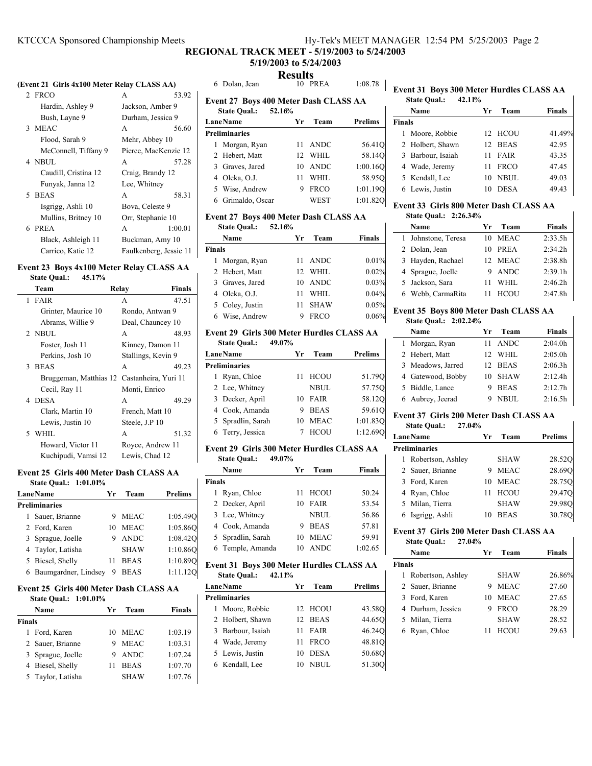## REGIONAL TRACK MEET - 5/19/2003 to 5/24/2003

5/19/2003 to 5/24/2003

## Results

### (Event 21 Girls 4x100 Meter Relay CLASS AA)

| | Team | Relay | Finals |
|---|---|---|---|
| 2 | FRCO | A | 53.92 |
| | Hardin, Ashley 9 | Jackson, Amber 9 | |
| | Bush, Layne 9 | Durham, Jessica 9 | |
| 3 | MEAC | A | 56.60 |
| | Flood, Sarah 9 | Mehr, Abbey 10 | |
| | McConnell, Tiffany 9 | Pierce, MacKenzie 12 | |
| 4 | NBUL | A | 57.28 |
| | Caudill, Cristina 12 | Craig, Brandy 12 | |
| | Funyak, Janna 12 | Lee, Whitney | |
| 5 | BEAS | A | 58.31 |
| | Isgrigg, Ashli 10 | Bova, Celeste 9 | |
| | Mullins, Britney 10 | Orr, Stephanie 10 | |
| 6 | PREA | A | 1:00.01 |
| | Black, Ashleigh 11 | Buckman, Amy 10 | |
| | Carrico, Katie 12 | Faulkenberg, Jessie 11 | |

### Event 23 Boys 4x100 Meter Relay CLASS AA

State Qual.: 45.17%

| | Team | Relay | Finals |
|---|---|---|---|
| 1 | FAIR | A | 47.51 |
| | Grinter, Maurice 10 | Rondo, Antwan 9 | |
| | Abrams, Willie 9 | Deal, Chauncey 10 | |
| 2 | NBUL | A | 48.93 |
| | Foster, Josh 11 | Kinney, Damon 11 | |
| | Perkins, Josh 10 | Stallings, Kevin 9 | |
| 3 | BEAS | A | 49.23 |
| | Bruggeman, Matthias 12 | Castanheira, Yuri 11 | |
| | Cecil, Ray 11 | Monti, Enrico | |
| 4 | DESA | A | 49.29 |
| | Clark, Martin 10 | French, Matt 10 | |
| | Lewis, Justin 10 | Steele, J.P 10 | |
| 5 | WHIL | A | 51.32 |
| | Howard, Victor 11 | Royce, Andrew 11 | |
| | Kuchipudi, Vamsi 12 | Lewis, Chad 12 | |

### Event 25 Girls 400 Meter Dash CLASS AA

State Qual.: 1:01.01%

| Lane | Name | Yr | Team | Prelims |
|---|---|---|---|---|
| **Preliminaries** | | | | |
| 1 | Sauer, Brianne | 9 | MEAC | 1:05.49Q |
| 2 | Ford, Karen | 10 | MEAC | 1:05.86Q |
| 3 | Sprague, Joelle | 9 | ANDC | 1:08.42Q |
| 4 | Taylor, Latisha | | SHAW | 1:10.86Q |
| 5 | Biesel, Shelly | 11 | BEAS | 1:10.89Q |
| 6 | Baumgardner, Lindsey | 9 | BEAS | 1:11.12Q |

### Event 25 Girls 400 Meter Dash CLASS AA

State Qual.: 1:01.01%

| | Name | Yr | Team | Finals |
|---|---|---|---|---|
| **Finals** | | | | |
| 1 | Ford, Karen | 10 | MEAC | 1:03.19 |
| 2 | Sauer, Brianne | 9 | MEAC | 1:03.31 |
| 3 | Sprague, Joelle | 9 | ANDC | 1:07.24 |
| 4 | Biesel, Shelly | 11 | BEAS | 1:07.70 |
| 5 | Taylor, Latisha | | SHAW | 1:07.76 |
| 6 | Dolan, Jean | 10 | PREA | 1:08.78 |

### Event 27 Boys 400 Meter Dash CLASS AA

State Qual.: 52.16%

| Lane | Name | Yr | Team | Prelims |
|---|---|---|---|---|
| **Preliminaries** | | | | |
| 1 | Morgan, Ryan | 11 | ANDC | 56.41Q |
| 2 | Hebert, Matt | 12 | WHIL | 58.14Q |
| 3 | Graves, Jared | 10 | ANDC | 1:00.16Q |
| 4 | Oleka, O.J. | 11 | WHIL | 58.95Q |
| 5 | Wise, Andrew | 9 | FRCO | 1:01.19Q |
| 6 | Grimaldo, Oscar | | WEST | 1:01.82Q |

### Event 27 Boys 400 Meter Dash CLASS AA

State Qual.: 52.16%

| | Name | Yr | Team | Finals |
|---|---|---|---|---|
| **Finals** | | | | |
| 1 | Morgan, Ryan | 11 | ANDC | 0.01% |
| 2 | Hebert, Matt | 12 | WHIL | 0.02% |
| 3 | Graves, Jared | 10 | ANDC | 0.03% |
| 4 | Oleka, O.J. | 11 | WHIL | 0.04% |
| 5 | Coley, Justin | 11 | SHAW | 0.05% |
| 6 | Wise, Andrew | 9 | FRCO | 0.06% |

### Event 29 Girls 300 Meter Hurdles CLASS AA

State Qual.: 49.07%

| Lane | Name | Yr | Team | Prelims |
|---|---|---|---|---|
| **Preliminaries** | | | | |
| 1 | Ryan, Chloe | 11 | HCOU | 51.79Q |
| 2 | Lee, Whitney | | NBUL | 57.75Q |
| 3 | Decker, April | 10 | FAIR | 58.12Q |
| 4 | Cook, Amanda | 9 | BEAS | 59.61Q |
| 5 | Spradlin, Sarah | 10 | MEAC | 1:01.83Q |
| 6 | Terry, Jessica | 7 | HCOU | 1:12.69Q |

### Event 29 Girls 300 Meter Hurdles CLASS AA

State Qual.: 49.07%

| | Name | Yr | Team | Finals |
|---|---|---|---|---|
| **Finals** | | | | |
| 1 | Ryan, Chloe | 11 | HCOU | 50.24 |
| 2 | Decker, April | 10 | FAIR | 53.54 |
| 3 | Lee, Whitney | | NBUL | 56.86 |
| 4 | Cook, Amanda | 9 | BEAS | 57.81 |
| 5 | Spradlin, Sarah | 10 | MEAC | 59.91 |
| 6 | Temple, Amanda | 10 | ANDC | 1:02.65 |

### Event 31 Boys 300 Meter Hurdles CLASS AA

State Qual.: 42.11%

| Lane | Name | Yr | Team | Prelims |
|---|---|---|---|---|
| **Preliminaries** | | | | |
| 1 | Moore, Robbie | 12 | HCOU | 43.58Q |
| 2 | Holbert, Shawn | 12 | BEAS | 44.65Q |
| 3 | Barbour, Isaiah | 11 | FAIR | 46.24Q |
| 4 | Wade, Jeremy | 11 | FRCO | 48.81Q |
| 5 | Lewis, Justin | 10 | DESA | 50.68Q |
| 6 | Kendall, Lee | 10 | NBUL | 51.30Q |

### Event 31 Boys 300 Meter Hurdles CLASS AA

State Qual.: 42.11%

| | Name | Yr | Team | Finals |
|---|---|---|---|---|
| **Finals** | | | | |
| 1 | Moore, Robbie | 12 | HCOU | 41.49% |
| 2 | Holbert, Shawn | 12 | BEAS | 42.95 |
| 3 | Barbour, Isaiah | 11 | FAIR | 43.35 |
| 4 | Wade, Jeremy | 11 | FRCO | 47.45 |
| 5 | Kendall, Lee | 10 | NBUL | 49.03 |
| 6 | Lewis, Justin | 10 | DESA | 49.43 |

### Event 33 Girls 800 Meter Dash CLASS AA

State Qual.: 2:26.34%

| | Name | Yr | Team | Finals |
|---|---|---|---|---|
| 1 | Johnstone, Teresa | 10 | MEAC | 2:33.5h |
| 2 | Dolan, Jean | 10 | PREA | 2:34.2h |
| 3 | Hayden, Rachael | 12 | MEAC | 2:38.8h |
| 4 | Sprague, Joelle | 9 | ANDC | 2:39.1h |
| 5 | Jackson, Sara | 11 | WHIL | 2:46.2h |
| 6 | Webb, CarmaRita | 11 | HCOU | 2:47.8h |

### Event 35 Boys 800 Meter Dash CLASS AA

State Qual.: 2:02.24%

| | Name | Yr | Team | Finals |
|---|---|---|---|---|
| 1 | Morgan, Ryan | 11 | ANDC | 2:04.0h |
| 2 | Hebert, Matt | 12 | WHIL | 2:05.0h |
| 3 | Meadows, Jarred | 12 | BEAS | 2:06.3h |
| 4 | Gatewood, Bobby | 10 | SHAW | 2:12.4h |
| 5 | Biddle, Lance | 9 | BEAS | 2:12.7h |
| 6 | Aubrey, Jeerad | 9 | NBUL | 2:16.5h |

### Event 37 Girls 200 Meter Dash CLASS AA

State Qual.: 27.04%

| Lane | Name | Yr | Team | Prelims |
|---|---|---|---|---|
| **Preliminaries** | | | | |
| 1 | Robertson, Ashley | | SHAW | 28.52Q |
| 2 | Sauer, Brianne | 9 | MEAC | 28.69Q |
| 3 | Ford, Karen | 10 | MEAC | 28.75Q |
| 4 | Ryan, Chloe | 11 | HCOU | 29.47Q |
| 5 | Milan, Tierra | | SHAW | 29.98Q |
| 6 | Isgrigg, Ashli | 10 | BEAS | 30.78Q |

### Event 37 Girls 200 Meter Dash CLASS AA

State Qual.: 27.04%

| | Name | Yr | Team | Finals |
|---|---|---|---|---|
| **Finals** | | | | |
| 1 | Robertson, Ashley | | SHAW | 26.86% |
| 2 | Sauer, Brianne | 9 | MEAC | 27.60 |
| 3 | Ford, Karen | 10 | MEAC | 27.65 |
| 4 | Durham, Jessica | 9 | FRCO | 28.29 |
| 5 | Milan, Tierra | | SHAW | 28.52 |
| 6 | Ryan, Chloe | 11 | HCOU | 29.63 |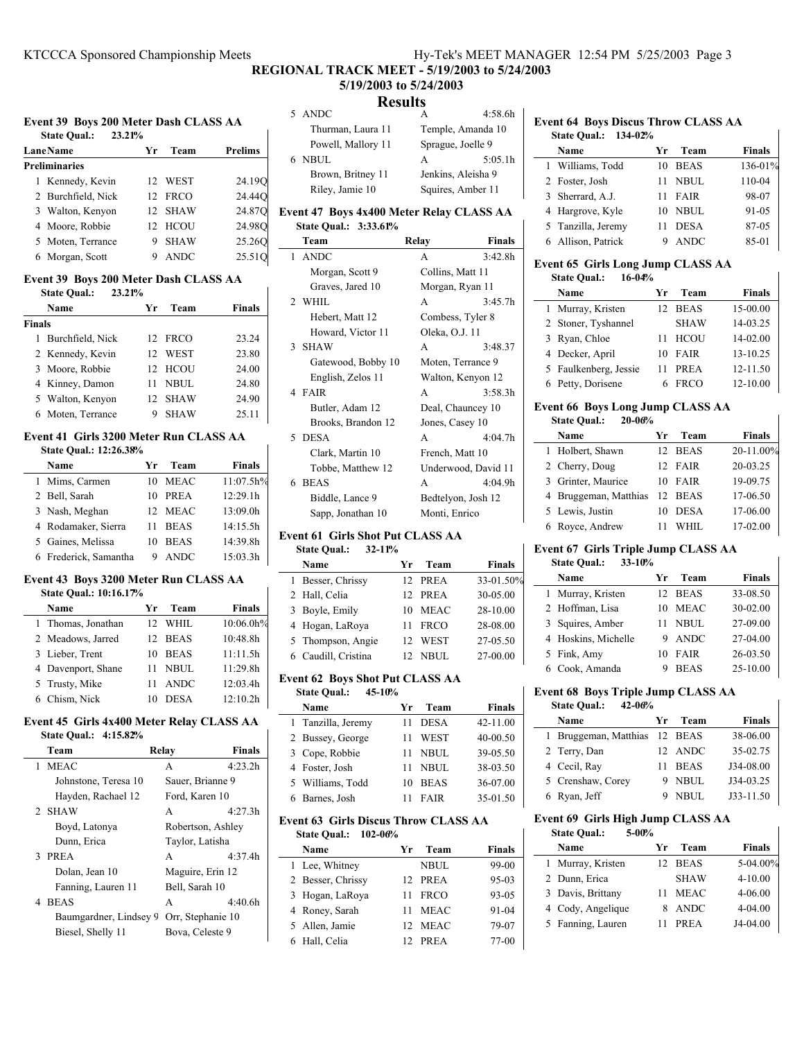# REGIONAL TRACK MEET - 5/19/2003 to 5/24/2003

## 5/19/2003 to 5/24/2003

## Results

### Event 39 Boys 200 Meter Dash CLASS AA

State Qual.: 23.21%

| Lane | Name | Yr | Team | Prelims |
|---|---|---|---|---|
| **Preliminaries** | | | | |
| 1 | Kennedy, Kevin | 12 | WEST | 24.19Q |
| 2 | Burchfield, Nick | 12 | FRCO | 24.44Q |
| 3 | Walton, Kenyon | 12 | SHAW | 24.87Q |
| 4 | Moore, Robbie | 12 | HCOU | 24.98Q |
| 5 | Moten, Terrance | 9 | SHAW | 25.26Q |
| 6 | Morgan, Scott | 9 | ANDC | 25.51Q |

### Event 39 Boys 200 Meter Dash CLASS AA

State Qual.: 23.21%

| | Name | Yr | Team | Finals |
|---|---|---|---|---|
| **Finals** | | | | |
| 1 | Burchfield, Nick | 12 | FRCO | 23.24 |
| 2 | Kennedy, Kevin | 12 | WEST | 23.80 |
| 3 | Moore, Robbie | 12 | HCOU | 24.00 |
| 4 | Kinney, Damon | 11 | NBUL | 24.80 |
| 5 | Walton, Kenyon | 12 | SHAW | 24.90 |
| 6 | Moten, Terrance | 9 | SHAW | 25.11 |

### Event 41 Girls 3200 Meter Run CLASS AA

State Qual.: 12:26.38%

| | Name | Yr | Team | Finals |
|---|---|---|---|---|
| 1 | Mims, Carmen | 10 | MEAC | 11:07.5h% |
| 2 | Bell, Sarah | 10 | PREA | 12:29.1h |
| 3 | Nash, Meghan | 12 | MEAC | 13:09.0h |
| 4 | Rodamaker, Sierra | 11 | BEAS | 14:15.5h |
| 5 | Gaines, Melissa | 10 | BEAS | 14:39.8h |
| 6 | Frederick, Samantha | 9 | ANDC | 15:03.3h |

### Event 43 Boys 3200 Meter Run CLASS AA

State Qual.: 10:16.17%

| | Name | Yr | Team | Finals |
|---|---|---|---|---|
| 1 | Thomas, Jonathan | 12 | WHIL | 10:06.0h% |
| 2 | Meadows, Jarred | 12 | BEAS | 10:48.8h |
| 3 | Lieber, Trent | 10 | BEAS | 11:11.5h |
| 4 | Davenport, Shane | 11 | NBUL | 11:29.8h |
| 5 | Trusty, Mike | 11 | ANDC | 12:03.4h |
| 6 | Chism, Nick | 10 | DESA | 12:10.2h |

### Event 45 Girls 4x400 Meter Relay CLASS AA

State Qual.: 4:15.82%

| | Team | Relay | Finals |
|---|---|---|---|
| 1 | MEAC | A | 4:23.2h |
| | Johnstone, Teresa 10 | Sauer, Brianne 9 | |
| | Hayden, Rachael 12 | Ford, Karen 10 | |
| 2 | SHAW | A | 4:27.3h |
| | Boyd, Latonya | Robertson, Ashley | |
| | Dunn, Erica | Taylor, Latisha | |
| 3 | PREA | A | 4:37.4h |
| | Dolan, Jean 10 | Maguire, Erin 12 | |
| | Fanning, Lauren 11 | Bell, Sarah 10 | |
| 4 | BEAS | A | 4:40.6h |
| | Baumgardner, Lindsey 9 | Orr, Stephanie 10 | |
| | Biesel, Shelly 11 | Bova, Celeste 9 | |
| 5 | ANDC | A | 4:58.6h |
| | Thurman, Laura 11 | Temple, Amanda 10 | |
| | Powell, Mallory 11 | Sprague, Joelle 9 | |
| 6 | NBUL | A | 5:05.1h |
| | Brown, Britney 11 | Jenkins, Aleisha 9 | |
| | Riley, Jamie 10 | Squires, Amber 11 | |

### Event 47 Boys 4x400 Meter Relay CLASS AA

State Qual.: 3:33.61%

| | Team | Relay | Finals |
|---|---|---|---|
| 1 | ANDC | A | 3:42.8h |
| | Morgan, Scott 9 | Collins, Matt 11 | |
| | Graves, Jared 10 | Morgan, Ryan 11 | |
| 2 | WHIL | A | 3:45.7h |
| | Hebert, Matt 12 | Combess, Tyler 8 | |
| | Howard, Victor 11 | Oleka, O.J. 11 | |
| 3 | SHAW | A | 3:48.37 |
| | Gatewood, Bobby 10 | Moten, Terrance 9 | |
| | English, Zelos 11 | Walton, Kenyon 12 | |
| 4 | FAIR | A | 3:58.3h |
| | Butler, Adam 12 | Deal, Chauncey 10 | |
| | Brooks, Brandon 12 | Jones, Casey 10 | |
| 5 | DESA | A | 4:04.7h |
| | Clark, Martin 10 | French, Matt 10 | |
| | Tobbe, Matthew 12 | Underwood, David 11 | |
| 6 | BEAS | A | 4:04.9h |
| | Biddle, Lance 9 | Bedtelyon, Josh 12 | |
| | Sapp, Jonathan 10 | Monti, Enrico | |

### Event 61 Girls Shot Put CLASS AA

State Qual.: 32-11%

| | Name | Yr | Team | Finals |
|---|---|---|---|---|
| 1 | Besser, Chrissy | 12 | PREA | 33-01.50% |
| 2 | Hall, Celia | 12 | PREA | 30-05.00 |
| 3 | Boyle, Emily | 10 | MEAC | 28-10.00 |
| 4 | Hogan, LaRoya | 11 | FRCO | 28-08.00 |
| 5 | Thompson, Angie | 12 | WEST | 27-05.50 |
| 6 | Caudill, Cristina | 12 | NBUL | 27-00.00 |

### Event 62 Boys Shot Put CLASS AA

State Qual.: 45-10%

| | Name | Yr | Team | Finals |
|---|---|---|---|---|
| 1 | Tanzilla, Jeremy | 11 | DESA | 42-11.00 |
| 2 | Bussey, George | 11 | WEST | 40-00.50 |
| 3 | Cope, Robbie | 11 | NBUL | 39-05.50 |
| 4 | Foster, Josh | 11 | NBUL | 38-03.50 |
| 5 | Williams, Todd | 10 | BEAS | 36-07.00 |
| 6 | Barnes, Josh | 11 | FAIR | 35-01.50 |

### Event 63 Girls Discus Throw CLASS AA

State Qual.: 102-06%

| | Name | Yr | Team | Finals |
|---|---|---|---|---|
| 1 | Lee, Whitney | | NBUL | 99-00 |
| 2 | Besser, Chrissy | 12 | PREA | 95-03 |
| 3 | Hogan, LaRoya | 11 | FRCO | 93-05 |
| 4 | Roney, Sarah | 11 | MEAC | 91-04 |
| 5 | Allen, Jamie | 12 | MEAC | 79-07 |
| 6 | Hall, Celia | 12 | PREA | 77-00 |

### Event 64 Boys Discus Throw CLASS AA

State Qual.: 134-02%

| | Name | Yr | Team | Finals |
|---|---|---|---|---|
| 1 | Williams, Todd | 10 | BEAS | 136-01% |
| 2 | Foster, Josh | 11 | NBUL | 110-04 |
| 3 | Sherrard, A.J. | 11 | FAIR | 98-07 |
| 4 | Hargrove, Kyle | 10 | NBUL | 91-05 |
| 5 | Tanzilla, Jeremy | 11 | DESA | 87-05 |
| 6 | Allison, Patrick | 9 | ANDC | 85-01 |

### Event 65 Girls Long Jump CLASS AA

State Qual.: 16-04%

| | Name | Yr | Team | Finals |
|---|---|---|---|---|
| 1 | Murray, Kristen | 12 | BEAS | 15-00.00 |
| 2 | Stoner, Tyshannel | | SHAW | 14-03.25 |
| 3 | Ryan, Chloe | 11 | HCOU | 14-02.00 |
| 4 | Decker, April | 10 | FAIR | 13-10.25 |
| 5 | Faulkenberg, Jessie | 11 | PREA | 12-11.50 |
| 6 | Petty, Dorisene | 6 | FRCO | 12-10.00 |

### Event 66 Boys Long Jump CLASS AA

State Qual.: 20-06%

| | Name | Yr | Team | Finals |
|---|---|---|---|---|
| 1 | Holbert, Shawn | 12 | BEAS | 20-11.00% |
| 2 | Cherry, Doug | 12 | FAIR | 20-03.25 |
| 3 | Grinter, Maurice | 10 | FAIR | 19-09.75 |
| 4 | Bruggeman, Matthias | 12 | BEAS | 17-06.50 |
| 5 | Lewis, Justin | 10 | DESA | 17-06.00 |
| 6 | Royce, Andrew | 11 | WHIL | 17-02.00 |

### Event 67 Girls Triple Jump CLASS AA

State Qual.: 33-10%

| | Name | Yr | Team | Finals |
|---|---|---|---|---|
| 1 | Murray, Kristen | 12 | BEAS | 33-08.50 |
| 2 | Hoffman, Lisa | 10 | MEAC | 30-02.00 |
| 3 | Squires, Amber | 11 | NBUL | 27-09.00 |
| 4 | Hoskins, Michelle | 9 | ANDC | 27-04.00 |
| 5 | Fink, Amy | 10 | FAIR | 26-03.50 |
| 6 | Cook, Amanda | 9 | BEAS | 25-10.00 |

### Event 68 Boys Triple Jump CLASS AA

State Qual.: 42-06%

| | Name | Yr | Team | Finals |
|---|---|---|---|---|
| 1 | Bruggeman, Matthias | 12 | BEAS | 38-06.00 |
| 2 | Terry, Dan | 12 | ANDC | 35-02.75 |
| 4 | Cecil, Ray | 11 | BEAS | J34-08.00 |
| 5 | Crenshaw, Corey | 9 | NBUL | J34-03.25 |
| 6 | Ryan, Jeff | 9 | NBUL | J33-11.50 |

### Event 69 Girls High Jump CLASS AA

State Qual.: 5-00%

| | Name | Yr | Team | Finals |
|---|---|---|---|---|
| 1 | Murray, Kristen | 12 | BEAS | 5-04.00% |
| 2 | Dunn, Erica | | SHAW | 4-10.00 |
| 3 | Davis, Brittany | 11 | MEAC | 4-06.00 |
| 4 | Cody, Angelique | 8 | ANDC | 4-04.00 |
| 5 | Fanning, Lauren | 11 | PREA | J4-04.00 |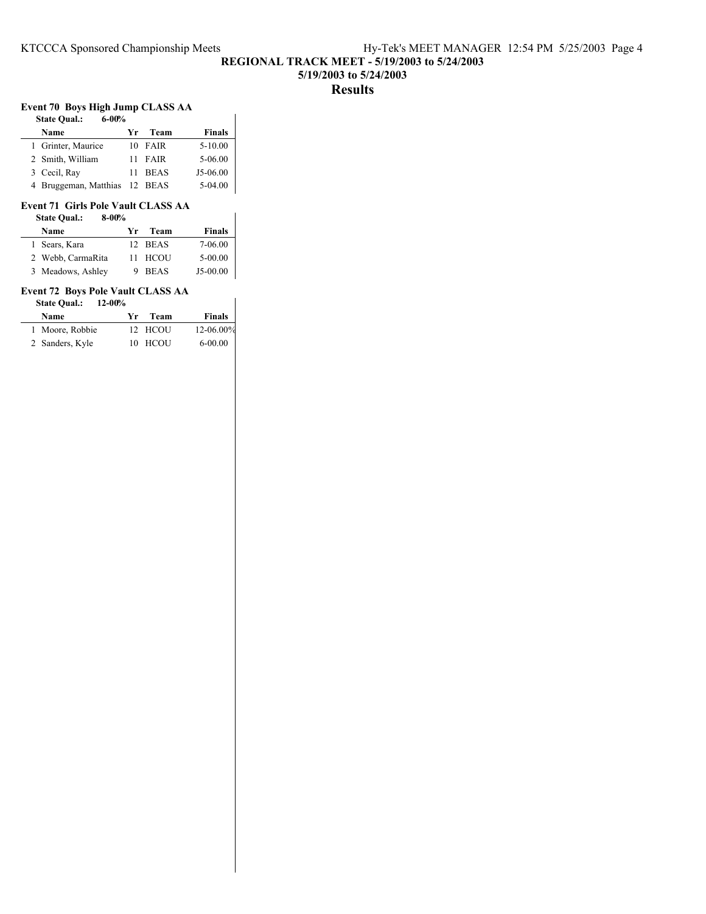**REGIONAL TRACK MEET - 5/19/2003 to 5/24/2003**

**5/19/2003 to 5/24/2003**

## Results

### Event 70 Boys High Jump CLASS AA

**State Qual.: 6-00%**

| | Name | Yr | Team | Finals |
|---|---|---|---|---|
| 1 | Grinter, Maurice | 10 | FAIR | 5-10.00 |
| 2 | Smith, William | 11 | FAIR | 5-06.00 |
| 3 | Cecil, Ray | 11 | BEAS | J5-06.00 |
| 4 | Bruggeman, Matthias | 12 | BEAS | 5-04.00 |

### Event 71 Girls Pole Vault CLASS AA

**State Qual.: 8-00%**

| | Name | Yr | Team | Finals |
|---|---|---|---|---|
| 1 | Sears, Kara | 12 | BEAS | 7-06.00 |
| 2 | Webb, CarmaRita | 11 | HCOU | 5-00.00 |
| 3 | Meadows, Ashley | 9 | BEAS | J5-00.00 |

### Event 72 Boys Pole Vault CLASS AA

**State Qual.: 12-00%**

| | Name | Yr | Team | Finals |
|---|---|---|---|---|
| 1 | Moore, Robbie | 12 | HCOU | 12-06.00% |
| 2 | Sanders, Kyle | 10 | HCOU | 6-00.00 |